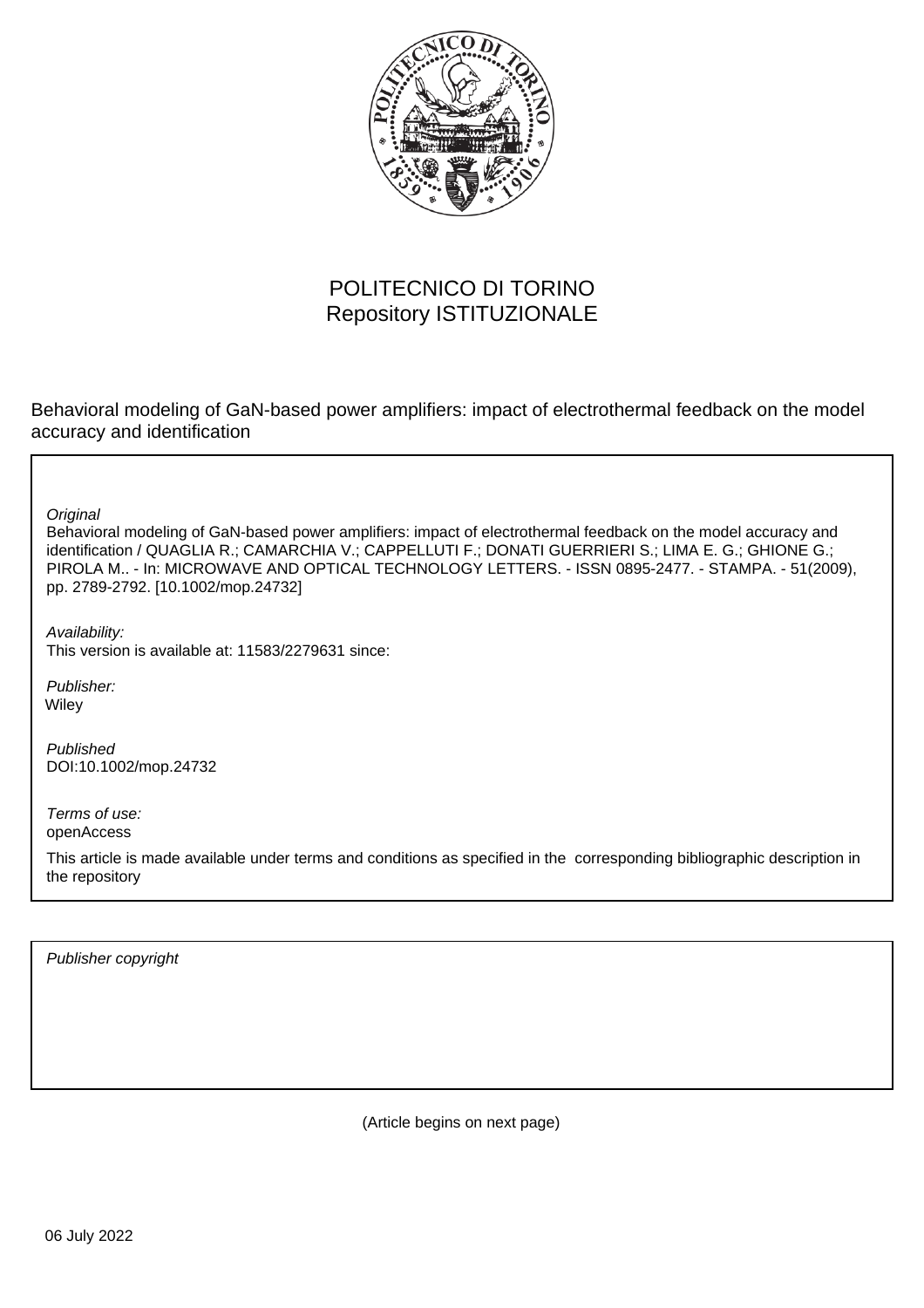POLITECNICO DI TORINO
Repository ISTITUZIONALE

Behavioral modeling of GaN-based power amplifiers: impact of electrothermal feedback on the model accuracy and identification

*Original*
Behavioral modeling of GaN-based power amplifiers: impact of electrothermal feedback on the model accuracy and identification / QUAGLIA R.; CAMARCHIA V.; CAPPELLUTI F.; DONATI GUERRIERI S.; LIMA E. G.; GHIONE G.; PIROLA M.. - In: MICROWAVE AND OPTICAL TECHNOLOGY LETTERS. - ISSN 0895-2477. - STAMPA. - 51(2009), pp. 2789-2792. [10.1002/mop.24732]

*Availability:*
This version is available at: 11583/2279631 since:

*Publisher:*
Wiley

*Published*
DOI:10.1002/mop.24732

*Terms of use:*
openAccess

This article is made available under terms and conditions as specified in the corresponding bibliographic description in the repository

*Publisher copyright*

(Article begins on next page)

06 July 2022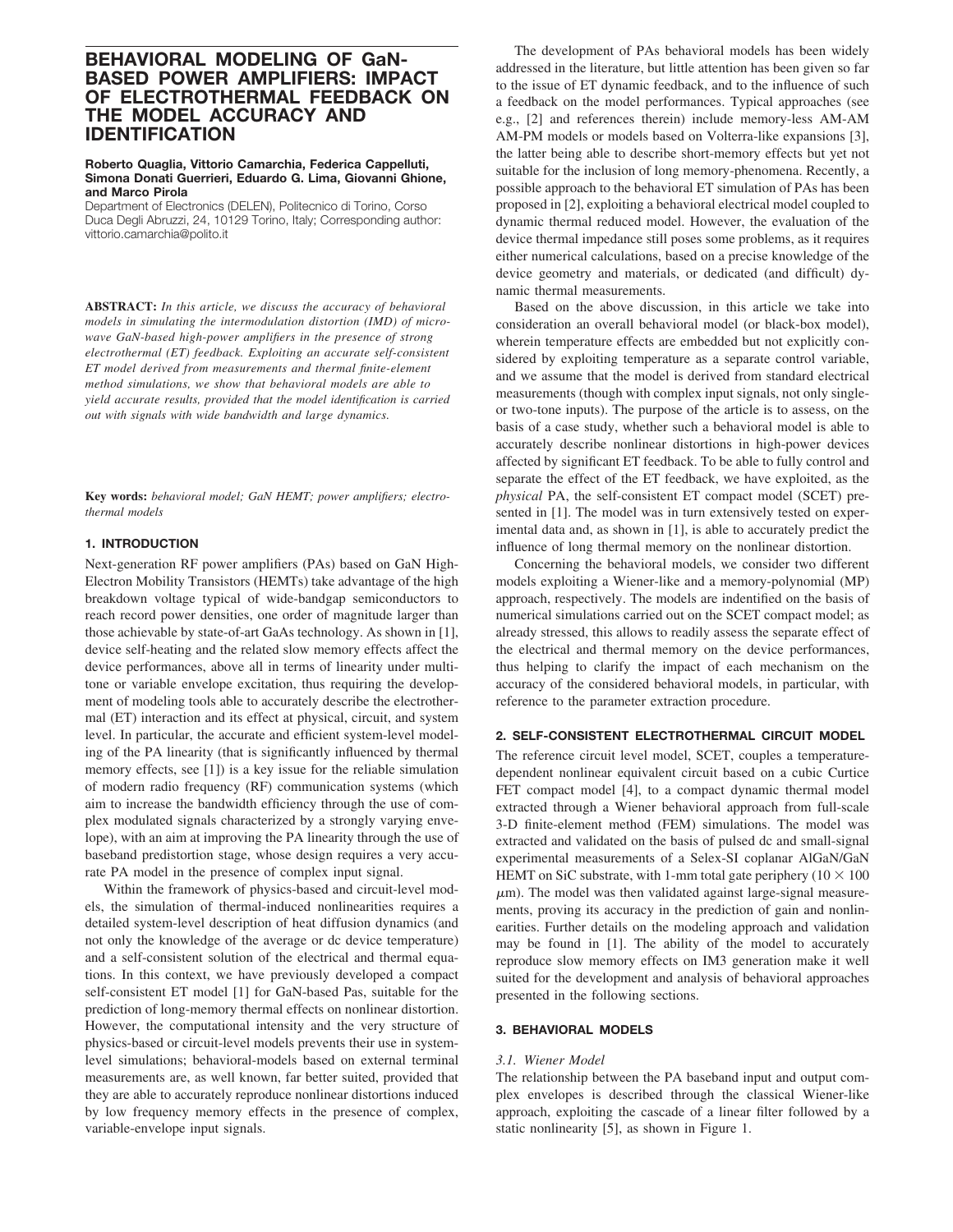# BEHAVIORAL MODELING OF GaN-BASED POWER AMPLIFIERS: IMPACT OF ELECTROTHERMAL FEEDBACK ON THE MODEL ACCURACY AND IDENTIFICATION

**Roberto Quaglia, Vittorio Camarchia, Federica Cappelluti, Simona Donati Guerrieri, Eduardo G. Lima, Giovanni Ghione, and Marco Pirola**

Department of Electronics (DELEN), Politecnico di Torino, Corso Duca Degli Abruzzi, 24, 10129 Torino, Italy; Corresponding author: vittorio.camarchia@polito.it

**ABSTRACT:** *In this article, we discuss the accuracy of behavioral models in simulating the intermodulation distortion (IMD) of microwave GaN-based high-power amplifiers in the presence of strong electrothermal (ET) feedback. Exploiting an accurate self-consistent ET model derived from measurements and thermal finite-element method simulations, we show that behavioral models are able to yield accurate results, provided that the model identification is carried out with signals with wide bandwidth and large dynamics.*

**Key words:** *behavioral model; GaN HEMT; power amplifiers; electrothermal models*

## 1. INTRODUCTION

Next-generation RF power amplifiers (PAs) based on GaN High-Electron Mobility Transistors (HEMTs) take advantage of the high breakdown voltage typical of wide-bandgap semiconductors to reach record power densities, one order of magnitude larger than those achievable by state-of-art GaAs technology. As shown in [1], device self-heating and the related slow memory effects affect the device performances, above all in terms of linearity under multitone or variable envelope excitation, thus requiring the development of modeling tools able to accurately describe the electrothermal (ET) interaction and its effect at physical, circuit, and system level. In particular, the accurate and efficient system-level modeling of the PA linearity (that is significantly influenced by thermal memory effects, see [1]) is a key issue for the reliable simulation of modern radio frequency (RF) communication systems (which aim to increase the bandwidth efficiency through the use of complex modulated signals characterized by a strongly varying envelope), with an aim at improving the PA linearity through the use of baseband predistortion stage, whose design requires a very accurate PA model in the presence of complex input signal.

Within the framework of physics-based and circuit-level models, the simulation of thermal-induced nonlinearities requires a detailed system-level description of heat diffusion dynamics (and not only the knowledge of the average or dc device temperature) and a self-consistent solution of the electrical and thermal equations. In this context, we have previously developed a compact self-consistent ET model [1] for GaN-based Pas, suitable for the prediction of long-memory thermal effects on nonlinear distortion. However, the computational intensity and the very structure of physics-based or circuit-level models prevents their use in system-level simulations; behavioral-models based on external terminal measurements are, as well known, far better suited, provided that they are able to accurately reproduce nonlinear distortions induced by low frequency memory effects in the presence of complex, variable-envelope input signals.

The development of PAs behavioral models has been widely addressed in the literature, but little attention has been given so far to the issue of ET dynamic feedback, and to the influence of such a feedback on the model performances. Typical approaches (see e.g., [2] and references therein) include memory-less AM-AM AM-PM models or models based on Volterra-like expansions [3], the latter being able to describe short-memory effects but yet not suitable for the inclusion of long memory-phenomena. Recently, a possible approach to the behavioral ET simulation of PAs has been proposed in [2], exploiting a behavioral electrical model coupled to dynamic thermal reduced model. However, the evaluation of the device thermal impedance still poses some problems, as it requires either numerical calculations, based on a precise knowledge of the device geometry and materials, or dedicated (and difficult) dynamic thermal measurements.

Based on the above discussion, in this article we take into consideration an overall behavioral model (or black-box model), wherein temperature effects are embedded but not explicitly considered by exploiting temperature as a separate control variable, and we assume that the model is derived from standard electrical measurements (though with complex input signals, not only single- or two-tone inputs). The purpose of the article is to assess, on the basis of a case study, whether such a behavioral model is able to accurately describe nonlinear distortions in high-power devices affected by significant ET feedback. To be able to fully control and separate the effect of the ET feedback, we have exploited, as the *physical* PA, the self-consistent ET compact model (SCET) presented in [1]. The model was in turn extensively tested on experimental data and, as shown in [1], is able to accurately predict the influence of long thermal memory on the nonlinear distortion.

Concerning the behavioral models, we consider two different models exploiting a Wiener-like and a memory-polynomial (MP) approach, respectively. The models are indentified on the basis of numerical simulations carried out on the SCET compact model; as already stressed, this allows to readily assess the separate effect of the electrical and thermal memory on the device performances, thus helping to clarify the impact of each mechanism on the accuracy of the considered behavioral models, in particular, with reference to the parameter extraction procedure.

## 2. SELF-CONSISTENT ELECTROTHERMAL CIRCUIT MODEL

The reference circuit level model, SCET, couples a temperature-dependent nonlinear equivalent circuit based on a cubic Curtice FET compact model [4], to a compact dynamic thermal model extracted through a Wiener behavioral approach from full-scale 3-D finite-element method (FEM) simulations. The model was extracted and validated on the basis of pulsed dc and small-signal experimental measurements of a Selex-SI coplanar AlGaN/GaN HEMT on SiC substrate, with 1-mm total gate periphery ($10 \times 100$ $\mu$m). The model was then validated against large-signal measurements, proving its accuracy in the prediction of gain and nonlinearities. Further details on the modeling approach and validation may be found in [1]. The ability of the model to accurately reproduce slow memory effects on IM3 generation make it well suited for the development and analysis of behavioral approaches presented in the following sections.

## 3. BEHAVIORAL MODELS

### *3.1. Wiener Model*

The relationship between the PA baseband input and output complex envelopes is described through the classical Wiener-like approach, exploiting the cascade of a linear filter followed by a static nonlinearity [5], as shown in Figure 1.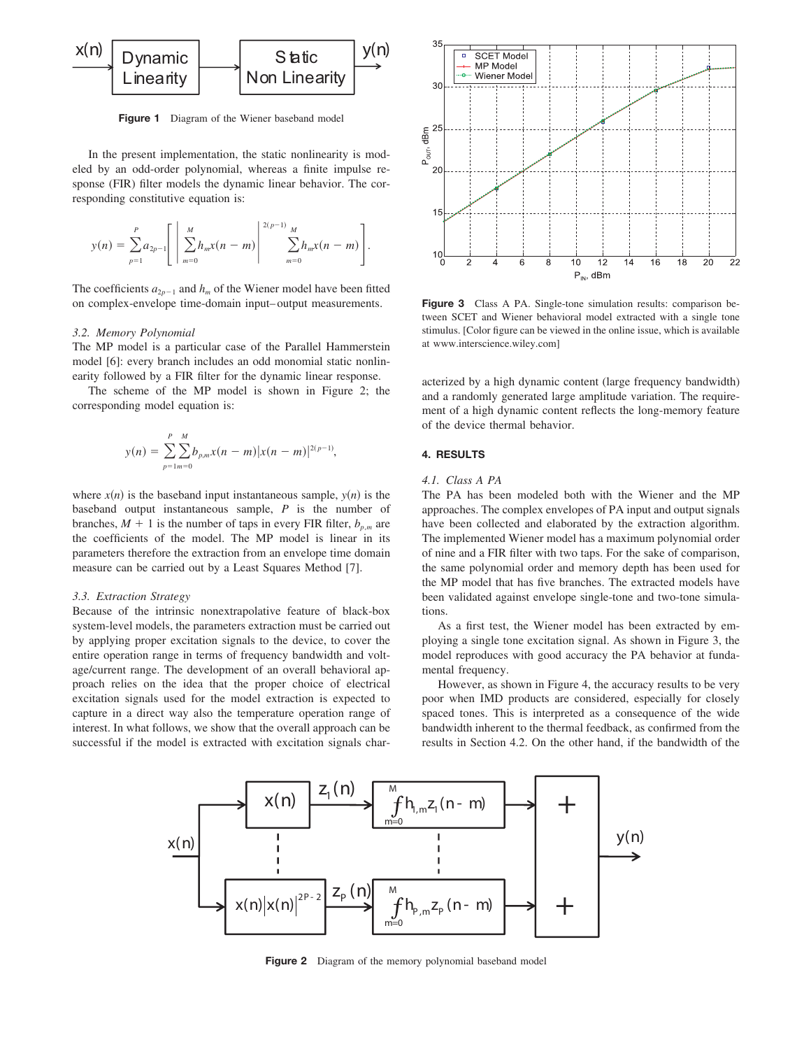Figure 1 Diagram of the Wiener baseband model

In the present implementation, the static nonlinearity is modeled by an odd-order polynomial, whereas a finite impulse response (FIR) filter models the dynamic linear behavior. The corresponding constitutive equation is:

$$y(n) = \sum_{p=1}^{P} a_{2p-1}\left[\left|\sum_{m=0}^{M} h_m x(n-m)\right|^{2(p-1)} \sum_{m=0}^{M} h_m x(n-m)\right].$$

The coefficients $a_{2p-1}$ and $h_m$ of the Wiener model have been fitted on complex-envelope time-domain input–output measurements.

### 3.2. Memory Polynomial

The MP model is a particular case of the Parallel Hammerstein model [6]: every branch includes an odd monomial static nonlinearity followed by a FIR filter for the dynamic linear response.

The scheme of the MP model is shown in Figure 2; the corresponding model equation is:

$$y(n) = \sum_{p=1}^{P}\sum_{m=0}^{M} b_{p,m} x(n-m)|x(n-m)|^{2(p-1)},$$

where $x(n)$ is the baseband input instantaneous sample, $y(n)$ is the baseband output instantaneous sample, $P$ is the number of branches, $M + 1$ is the number of taps in every FIR filter, $b_{p,m}$ are the coefficients of the model. The MP model is linear in its parameters therefore the extraction from an envelope time domain measure can be carried out by a Least Squares Method [7].

### 3.3. Extraction Strategy

Because of the intrinsic nonextrapolative feature of black-box system-level models, the parameters extraction must be carried out by applying proper excitation signals to the device, to cover the entire operation range in terms of frequency bandwidth and voltage/current range. The development of an overall behavioral approach relies on the idea that the proper choice of electrical excitation signals used for the model extraction is expected to capture in a direct way also the temperature operation range of interest. In what follows, we show that the overall approach can be successful if the model is extracted with excitation signals characterized by a high dynamic content (large frequency bandwidth) and a randomly generated large amplitude variation. The requirement of a high dynamic content reflects the long-memory feature of the device thermal behavior.

Figure 3 Class A PA. Single-tone simulation results: comparison between SCET and Wiener behavioral model extracted with a single tone stimulus. [Color figure can be viewed in the online issue, which is available at www.interscience.wiley.com]

## 4. RESULTS

### 4.1. Class A PA

The PA has been modeled both with the Wiener and the MP approaches. The complex envelopes of PA input and output signals have been collected and elaborated by the extraction algorithm. The implemented Wiener model has a maximum polynomial order of nine and a FIR filter with two taps. For the sake of comparison, the same polynomial order and memory depth has been used for the MP model that has five branches. The extracted models have been validated against envelope single-tone and two-tone simulations.

As a first test, the Wiener model has been extracted by employing a single tone excitation signal. As shown in Figure 3, the model reproduces with good accuracy the PA behavior at fundamental frequency.

However, as shown in Figure 4, the accuracy results to be very poor when IMD products are considered, especially for closely spaced tones. This is interpreted as a consequence of the wide bandwidth inherent to the thermal feedback, as confirmed from the results in Section 4.2. On the other hand, if the bandwidth of the

Figure 2 Diagram of the memory polynomial baseband model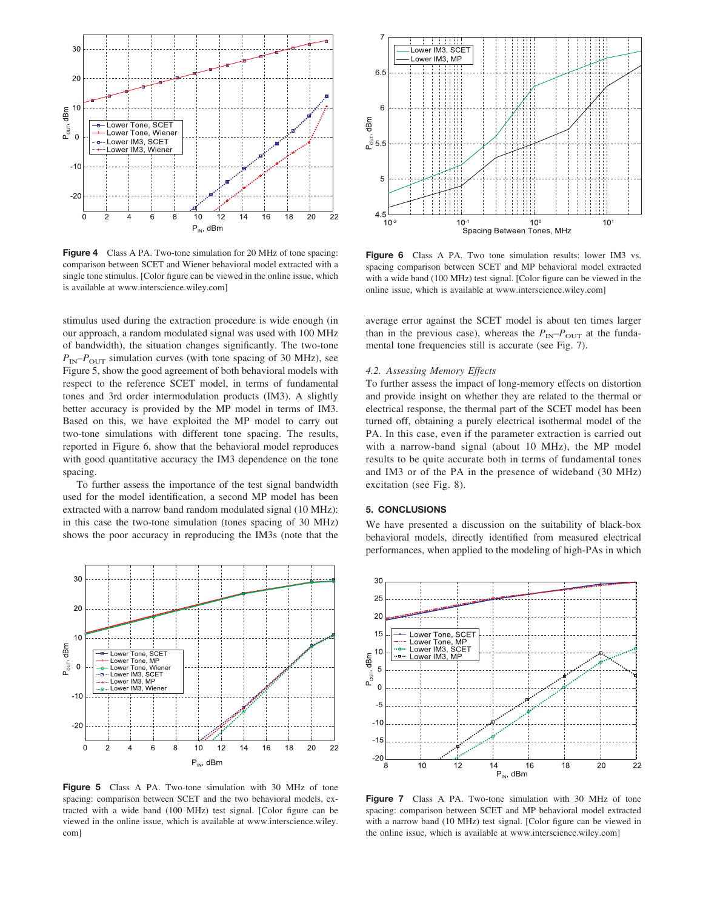**Figure 4** Class A PA. Two-tone simulation for 20 MHz of tone spacing: comparison between SCET and Wiener behavioral model extracted with a single tone stimulus. [Color figure can be viewed in the online issue, which is available at www.interscience.wiley.com]

**Figure 6** Class A PA. Two tone simulation results: lower IM3 vs. spacing comparison between SCET and MP behavioral model extracted with a wide band (100 MHz) test signal. [Color figure can be viewed in the online issue, which is available at www.interscience.wiley.com]

stimulus used during the extraction procedure is wide enough (in our approach, a random modulated signal was used with 100 MHz of bandwidth), the situation changes significantly. The two-tone $P_{IN}$–$P_{OUT}$ simulation curves (with tone spacing of 30 MHz), see Figure 5, show the good agreement of both behavioral models with respect to the reference SCET model, in terms of fundamental tones and 3rd order intermodulation products (IM3). A slightly better accuracy is provided by the MP model in terms of IM3. Based on this, we have exploited the MP model to carry out two-tone simulations with different tone spacing. The results, reported in Figure 6, show that the behavioral model reproduces with good quantitative accuracy the IM3 dependence on the tone spacing.

To further assess the importance of the test signal bandwidth used for the model identification, a second MP model has been extracted with a narrow band random modulated signal (10 MHz): in this case the two-tone simulation (tones spacing of 30 MHz) shows the poor accuracy in reproducing the IM3s (note that the average error against the SCET model is about ten times larger than in the previous case), whereas the $P_{IN}$–$P_{OUT}$ at the fundamental tone frequencies still is accurate (see Fig. 7).

### 4.2. Assessing Memory Effects

To further assess the impact of long-memory effects on distortion and provide insight on whether they are related to the thermal or electrical response, the thermal part of the SCET model has been turned off, obtaining a purely electrical isothermal model of the PA. In this case, even if the parameter extraction is carried out with a narrow-band signal (about 10 MHz), the MP model results to be quite accurate both in terms of fundamental tones and IM3 or of the PA in the presence of wideband (30 MHz) excitation (see Fig. 8).

## 5. CONCLUSIONS

We have presented a discussion on the suitability of black-box behavioral models, directly identified from measured electrical performances, when applied to the modeling of high-PAs in which

**Figure 5** Class A PA. Two-tone simulation with 30 MHz of tone spacing: comparison between SCET and the two behavioral models, extracted with a wide band (100 MHz) test signal. [Color figure can be viewed in the online issue, which is available at www.interscience.wiley.com]

**Figure 7** Class A PA. Two-tone simulation with 30 MHz of tone spacing: comparison between SCET and MP behavioral model extracted with a narrow band (10 MHz) test signal. [Color figure can be viewed in the online issue, which is available at www.interscience.wiley.com]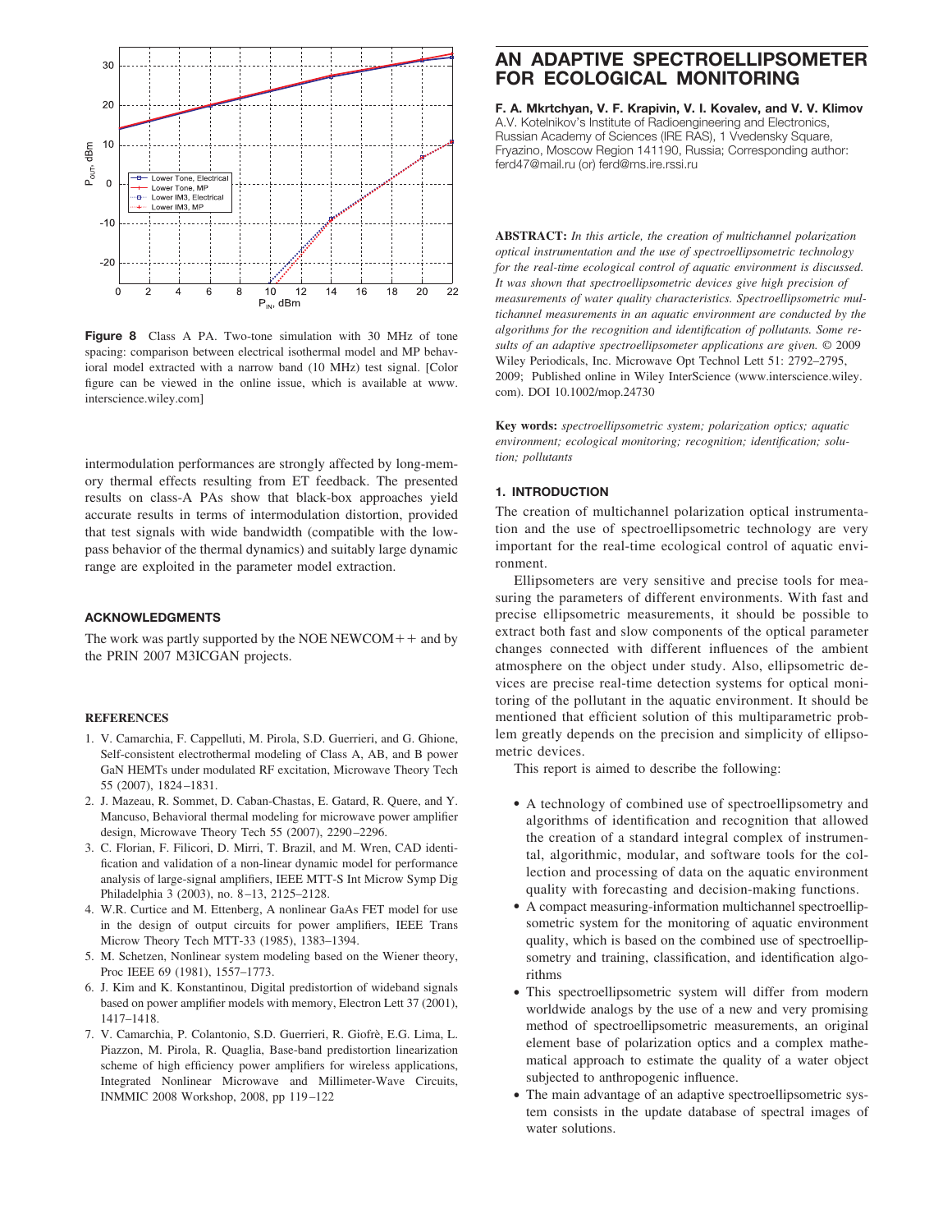30
20
10
0
-10
-20
$P_{OUT}$, dBm
0 2 4 6 8 10 12 14 16 18 20 22
$P_{IN}$, dBm
Lower Tone, Electrical
Lower Tone, MP
Lower IM3, Electrical
Lower IM3, MP

**Figure 8** Class A PA. Two-tone simulation with 30 MHz of tone spacing: comparison between electrical isothermal model and MP behavioral model extracted with a narrow band (10 MHz) test signal. [Color figure can be viewed in the online issue, which is available at www.interscience.wiley.com]

intermodulation performances are strongly affected by long-memory thermal effects resulting from ET feedback. The presented results on class-A PAs show that black-box approaches yield accurate results in terms of intermodulation distortion, provided that test signals with wide bandwidth (compatible with the low-pass behavior of the thermal dynamics) and suitably large dynamic range are exploited in the parameter model extraction.

## ACKNOWLEDGMENTS

The work was partly supported by the NOE NEWCOM++ and by the PRIN 2007 M3ICGAN projects.

## REFERENCES

1. V. Camarchia, F. Cappelluti, M. Pirola, S.D. Guerrieri, and G. Ghione, Self-consistent electrothermal modeling of Class A, AB, and B power GaN HEMTs under modulated RF excitation, Microwave Theory Tech 55 (2007), 1824–1831.
2. J. Mazeau, R. Sommet, D. Caban-Chastas, E. Gatard, R. Quere, and Y. Mancuso, Behavioral thermal modeling for microwave power amplifier design, Microwave Theory Tech 55 (2007), 2290–2296.
3. C. Florian, F. Filicori, D. Mirri, T. Brazil, and M. Wren, CAD identification and validation of a non-linear dynamic model for performance analysis of large-signal amplifiers, IEEE MTT-S Int Microw Symp Dig Philadelphia 3 (2003), no. 8–13, 2125–2128.
4. W.R. Curtice and M. Ettenberg, A nonlinear GaAs FET model for use in the design of output circuits for power amplifiers, IEEE Trans Microw Theory Tech MTT-33 (1985), 1383–1394.
5. M. Schetzen, Nonlinear system modeling based on the Wiener theory, Proc IEEE 69 (1981), 1557–1773.
6. J. Kim and K. Konstantinou, Digital predistortion of wideband signals based on power amplifier models with memory, Electron Lett 37 (2001), 1417–1418.
7. V. Camarchia, P. Colantonio, S.D. Guerrieri, R. Giofrè, E.G. Lima, L. Piazzon, M. Pirola, R. Quaglia, Base-band predistortion linearization scheme of high efficiency power amplifiers for wireless applications, Integrated Nonlinear Microwave and Millimeter-Wave Circuits, INMMIC 2008 Workshop, 2008, pp 119–122

# AN ADAPTIVE SPECTROELLIPSOMETER FOR ECOLOGICAL MONITORING

**F. A. Mkrtchyan, V. F. Krapivin, V. I. Kovalev, and V. V. Klimov**
A.V. Kotelnikov's Institute of Radioengineering and Electronics, Russian Academy of Sciences (IRE RAS), 1 Vvedensky Square, Fryazino, Moscow Region 141190, Russia; Corresponding author: ferd47@mail.ru (or) ferd@ms.ire.rssi.ru

**ABSTRACT:** *In this article, the creation of multichannel polarization optical instrumentation and the use of spectroellipsometric technology for the real-time ecological control of aquatic environment is discussed. It was shown that spectroellipsometric devices give high precision of measurements of water quality characteristics. Spectroellipsometric multichannel measurements in an aquatic environment are conducted by the algorithms for the recognition and identification of pollutants. Some results of an adaptive spectroellipsometer applications are given.* © 2009 Wiley Periodicals, Inc. Microwave Opt Technol Lett 51: 2792–2795, 2009; Published online in Wiley InterScience (www.interscience.wiley.com). DOI 10.1002/mop.24730

**Key words:** *spectroellipsometric system; polarization optics; aquatic environment; ecological monitoring; recognition; identification; solution; pollutants*

## 1. INTRODUCTION

The creation of multichannel polarization optical instrumentation and the use of spectroellipsometric technology are very important for the real-time ecological control of aquatic environment.

Ellipsometers are very sensitive and precise tools for measuring the parameters of different environments. With fast and precise ellipsometric measurements, it should be possible to extract both fast and slow components of the optical parameter changes connected with different influences of the ambient atmosphere on the object under study. Also, ellipsometric devices are precise real-time detection systems for optical monitoring of the pollutant in the aquatic environment. It should be mentioned that efficient solution of this multiparametric problem greatly depends on the precision and simplicity of ellipsometric devices.

This report is aimed to describe the following:

- A technology of combined use of spectroellipsometry and algorithms of identification and recognition that allowed the creation of a standard integral complex of instrumental, algorithmic, modular, and software tools for the collection and processing of data on the aquatic environment quality with forecasting and decision-making functions.
- A compact measuring-information multichannel spectroellipsometric system for the monitoring of aquatic environment quality, which is based on the combined use of spectroellipsometry and training, classification, and identification algorithms
- This spectroellipsometric system will differ from modern worldwide analogs by the use of a new and very promising method of spectroellipsometric measurements, an original element base of polarization optics and a complex mathematical approach to estimate the quality of a water object subjected to anthropogenic influence.
- The main advantage of an adaptive spectroellipsometric system consists in the update database of spectral images of water solutions.